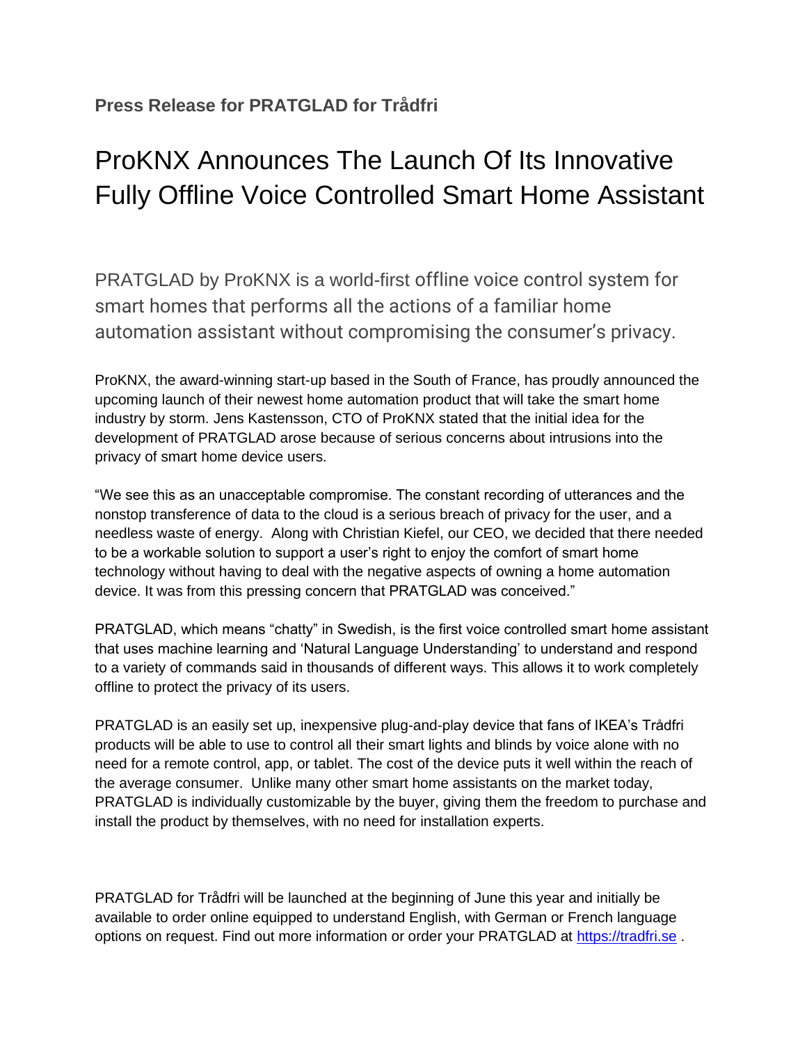**Press Release for PRATGLAD for Trådfri**

# ProKNX Announces The Launch Of Its Innovative Fully Offline Voice Controlled Smart Home Assistant

PRATGLAD by ProKNX is a world-first offline voice control system for smart homes that performs all the actions of a familiar home automation assistant without compromising the consumer's privacy.

ProKNX, the award-winning start-up based in the South of France, has proudly announced the upcoming launch of their newest home automation product that will take the smart home industry by storm. Jens Kastensson, CTO of ProKNX stated that the initial idea for the development of PRATGLAD arose because of serious concerns about intrusions into the privacy of smart home device users.

"We see this as an unacceptable compromise. The constant recording of utterances and the nonstop transference of data to the cloud is a serious breach of privacy for the user, and a needless waste of energy. Along with Christian Kiefel, our CEO, we decided that there needed to be a workable solution to support a user's right to enjoy the comfort of smart home technology without having to deal with the negative aspects of owning a home automation device. It was from this pressing concern that PRATGLAD was conceived."

PRATGLAD, which means "chatty" in Swedish, is the first voice controlled smart home assistant that uses machine learning and 'Natural Language Understanding' to understand and respond to a variety of commands said in thousands of different ways. This allows it to work completely offline to protect the privacy of its users.

PRATGLAD is an easily set up, inexpensive plug-and-play device that fans of IKEA's Trådfri products will be able to use to control all their smart lights and blinds by voice alone with no need for a remote control, app, or tablet. The cost of the device puts it well within the reach of the average consumer. Unlike many other smart home assistants on the market today, PRATGLAD is individually customizable by the buyer, giving them the freedom to purchase and install the product by themselves, with no need for installation experts.

PRATGLAD for Trådfri will be launched at the beginning of June this year and initially be available to order online equipped to understand English, with German or French language options on request. Find out more information or order your PRATGLAD at [https://tradfri.se](https://tradfri.se) .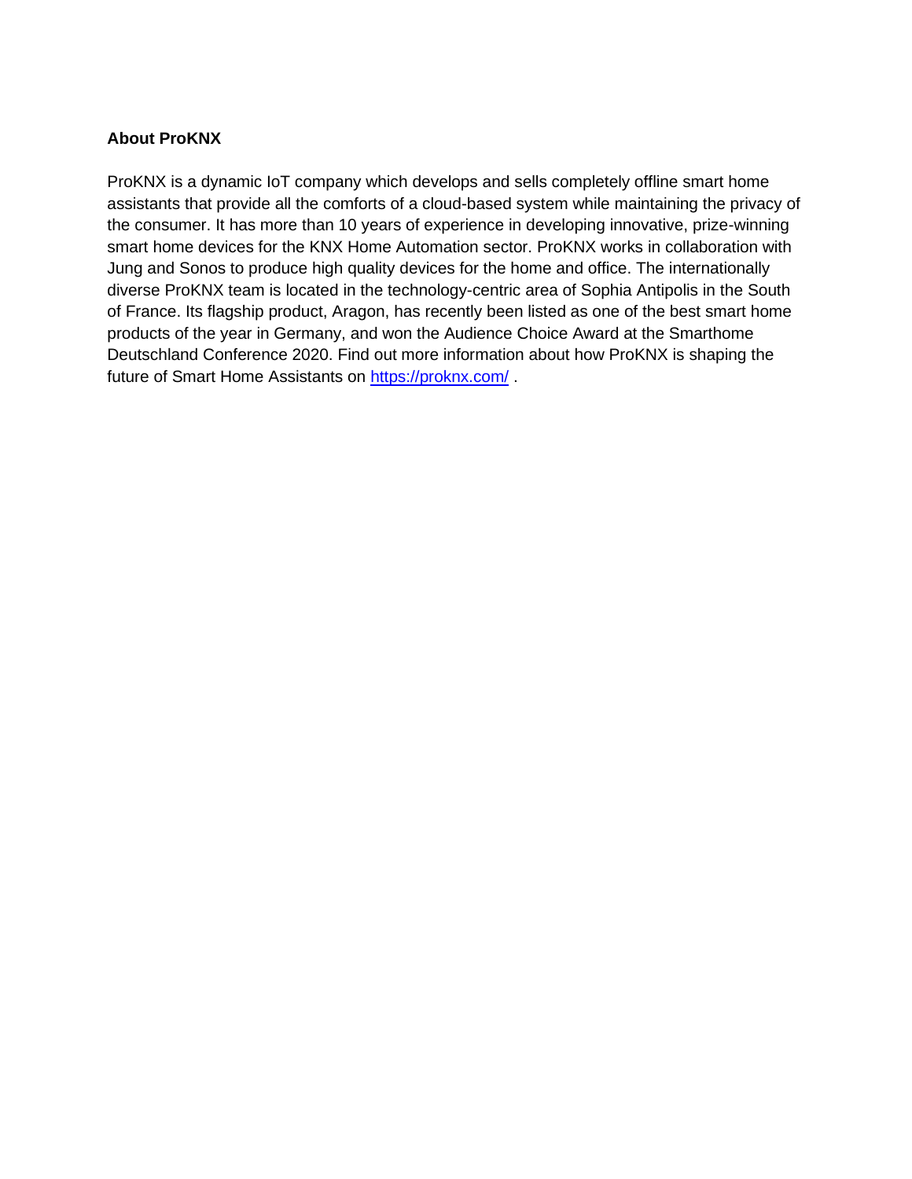**About ProKNX**

ProKNX is a dynamic IoT company which develops and sells completely offline smart home assistants that provide all the comforts of a cloud-based system while maintaining the privacy of the consumer. It has more than 10 years of experience in developing innovative, prize-winning smart home devices for the KNX Home Automation sector. ProKNX works in collaboration with Jung and Sonos to produce high quality devices for the home and office. The internationally diverse ProKNX team is located in the technology-centric area of Sophia Antipolis in the South of France. Its flagship product, Aragon, has recently been listed as one of the best smart home products of the year in Germany, and won the Audience Choice Award at the Smarthome Deutschland Conference 2020. Find out more information about how ProKNX is shaping the future of Smart Home Assistants on [https://proknx.com/](https://proknx.com/) .